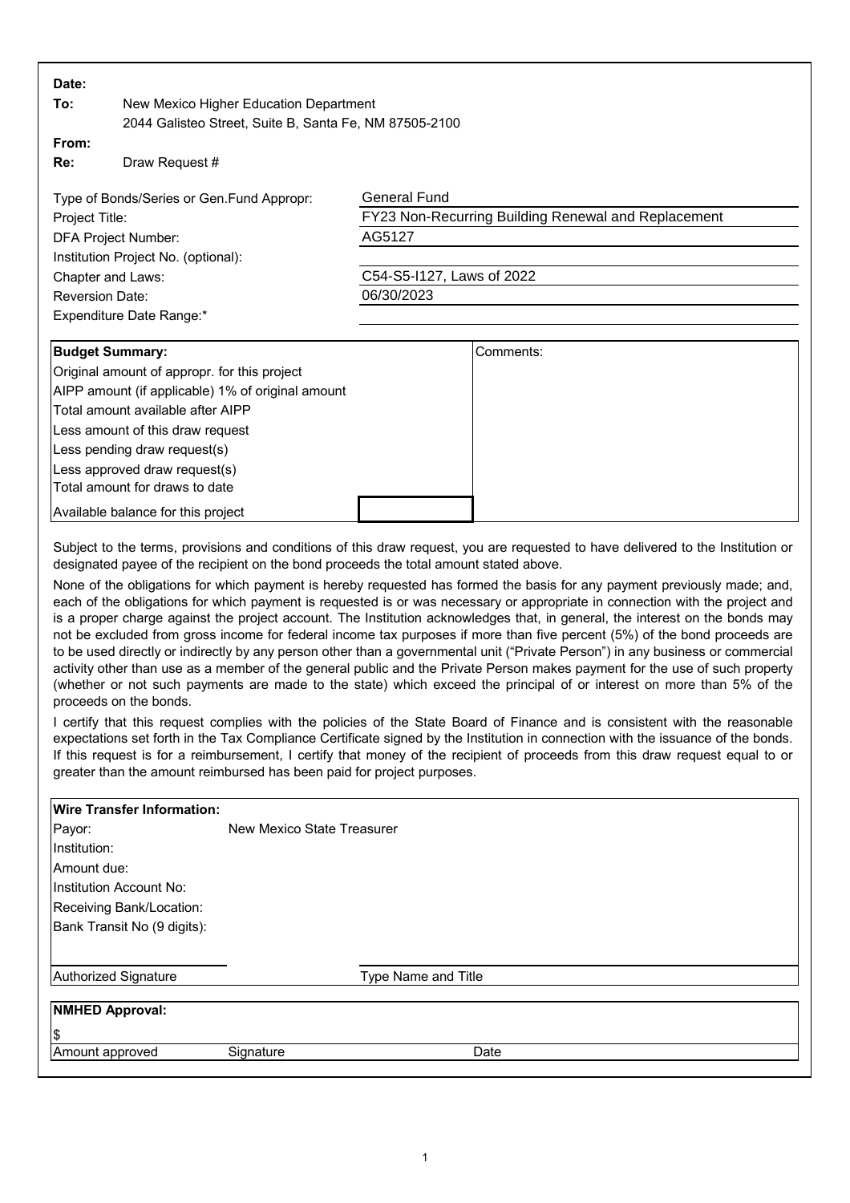**Date:**

**To:** New Mexico Higher Education Department
2044 Galisteo Street, Suite B, Santa Fe, NM 87505-2100

**From:**

**Re:** Draw Request #

| | |
|---|---|
| Type of Bonds/Series or Gen.Fund Appropr: | General Fund |
| Project Title: | FY23 Non-Recurring Building Renewal and Replacement |
| DFA Project Number: | AG5127 |
| Institution Project No. (optional): | |
| Chapter and Laws: | C54-S5-I127, Laws of 2022 |
| Reversion Date: | 06/30/2023 |
| Expenditure Date Range:* | |

| **Budget Summary:** | | Comments: |
|---|---|---|
| Original amount of appropr. for this project | | |
| AIPP amount (if applicable) 1% of original amount | | |
| Total amount available after AIPP | | |
| Less amount of this draw request | | |
| Less pending draw request(s) | | |
| Less approved draw request(s) | | |
| Total amount for draws to date | | |
| Available balance for this project | | |

Subject to the terms, provisions and conditions of this draw request, you are requested to have delivered to the Institution or designated payee of the recipient on the bond proceeds the total amount stated above.

None of the obligations for which payment is hereby requested has formed the basis for any payment previously made; and, each of the obligations for which payment is requested is or was necessary or appropriate in connection with the project and is a proper charge against the project account. The Institution acknowledges that, in general, the interest on the bonds may not be excluded from gross income for federal income tax purposes if more than five percent (5%) of the bond proceeds are to be used directly or indirectly by any person other than a governmental unit ("Private Person") in any business or commercial activity other than use as a member of the general public and the Private Person makes payment for the use of such property (whether or not such payments are made to the state) which exceed the principal of or interest on more than 5% of the proceeds on the bonds.

I certify that this request complies with the policies of the State Board of Finance and is consistent with the reasonable expectations set forth in the Tax Compliance Certificate signed by the Institution in connection with the issuance of the bonds. If this request is for a reimbursement, I certify that money of the recipient of proceeds from this draw request equal to or greater than the amount reimbursed has been paid for project purposes.

| **Wire Transfer Information:** | |
|---|---|
| Payor: | New Mexico State Treasurer |
| Institution: | |
| Amount due: | |
| Institution Account No: | |
| Receiving Bank/Location: | |
| Bank Transit No (9 digits): | |

Authorized Signature &nbsp;&nbsp;&nbsp;&nbsp; Type Name and Title

**NMHED Approval:**

| $ | | |
|---|---|---|
| Amount approved | Signature | Date |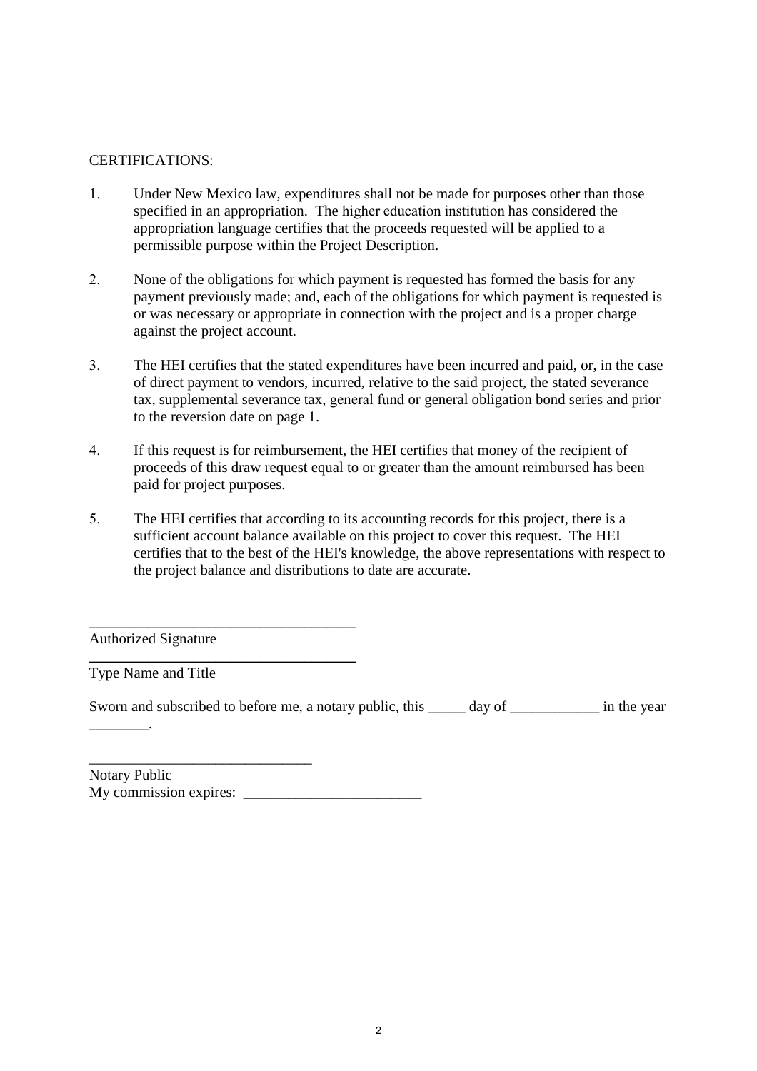CERTIFICATIONS:

1. Under New Mexico law, expenditures shall not be made for purposes other than those specified in an appropriation. The higher education institution has considered the appropriation language certifies that the proceeds requested will be applied to a permissible purpose within the Project Description.

2. None of the obligations for which payment is requested has formed the basis for any payment previously made; and, each of the obligations for which payment is requested is or was necessary or appropriate in connection with the project and is a proper charge against the project account.

3. The HEI certifies that the stated expenditures have been incurred and paid, or, in the case of direct payment to vendors, incurred, relative to the said project, the stated severance tax, supplemental severance tax, general fund or general obligation bond series and prior to the reversion date on page 1.

4. If this request is for reimbursement, the HEI certifies that money of the recipient of proceeds of this draw request equal to or greater than the amount reimbursed has been paid for project purposes.

5. The HEI certifies that according to its accounting records for this project, there is a sufficient account balance available on this project to cover this request. The HEI certifies that to the best of the HEI's knowledge, the above representations with respect to the project balance and distributions to date are accurate.

____________________________________
Authorized Signature

____________________________________
Type Name and Title

Sworn and subscribed to before me, a notary public, this _____ day of ____________ in the year ________.

______________________________
Notary Public
My commission expires: ________________________